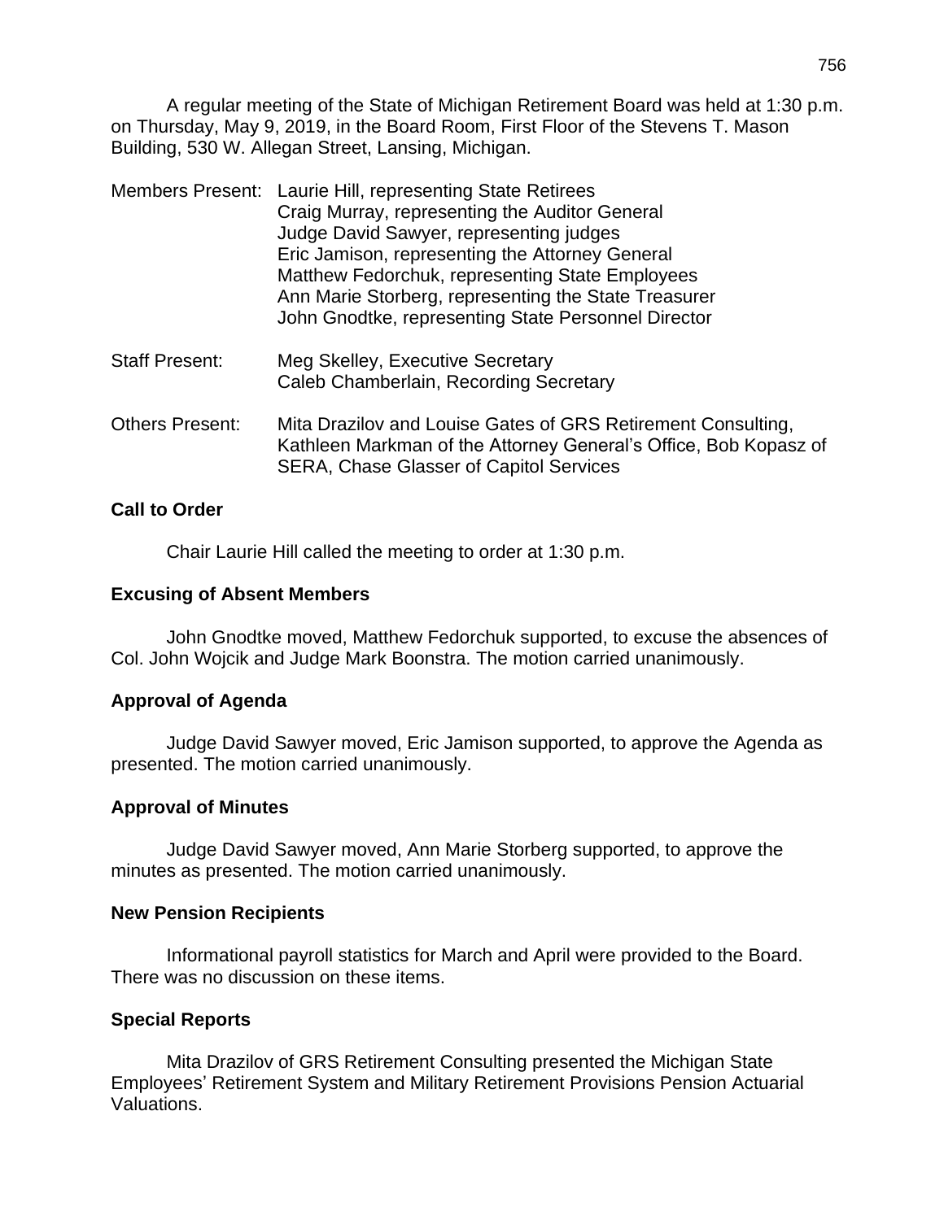A regular meeting of the State of Michigan Retirement Board was held at 1:30 p.m. on Thursday, May 9, 2019, in the Board Room, First Floor of the Stevens T. Mason Building, 530 W. Allegan Street, Lansing, Michigan.

| | |
|---|---|
| Members Present: | Laurie Hill, representing State Retirees<br>Craig Murray, representing the Auditor General<br>Judge David Sawyer, representing judges<br>Eric Jamison, representing the Attorney General<br>Matthew Fedorchuk, representing State Employees<br>Ann Marie Storberg, representing the State Treasurer<br>John Gnodtke, representing State Personnel Director |
| Staff Present: | Meg Skelley, Executive Secretary<br>Caleb Chamberlain, Recording Secretary |
| Others Present: | Mita Drazilov and Louise Gates of GRS Retirement Consulting, Kathleen Markman of the Attorney General's Office, Bob Kopasz of SERA, Chase Glasser of Capitol Services |

**Call to Order**

Chair Laurie Hill called the meeting to order at 1:30 p.m.

**Excusing of Absent Members**

John Gnodtke moved, Matthew Fedorchuk supported, to excuse the absences of Col. John Wojcik and Judge Mark Boonstra. The motion carried unanimously.

**Approval of Agenda**

Judge David Sawyer moved, Eric Jamison supported, to approve the Agenda as presented. The motion carried unanimously.

**Approval of Minutes**

Judge David Sawyer moved, Ann Marie Storberg supported, to approve the minutes as presented. The motion carried unanimously.

**New Pension Recipients**

Informational payroll statistics for March and April were provided to the Board. There was no discussion on these items.

**Special Reports**

Mita Drazilov of GRS Retirement Consulting presented the Michigan State Employees' Retirement System and Military Retirement Provisions Pension Actuarial Valuations.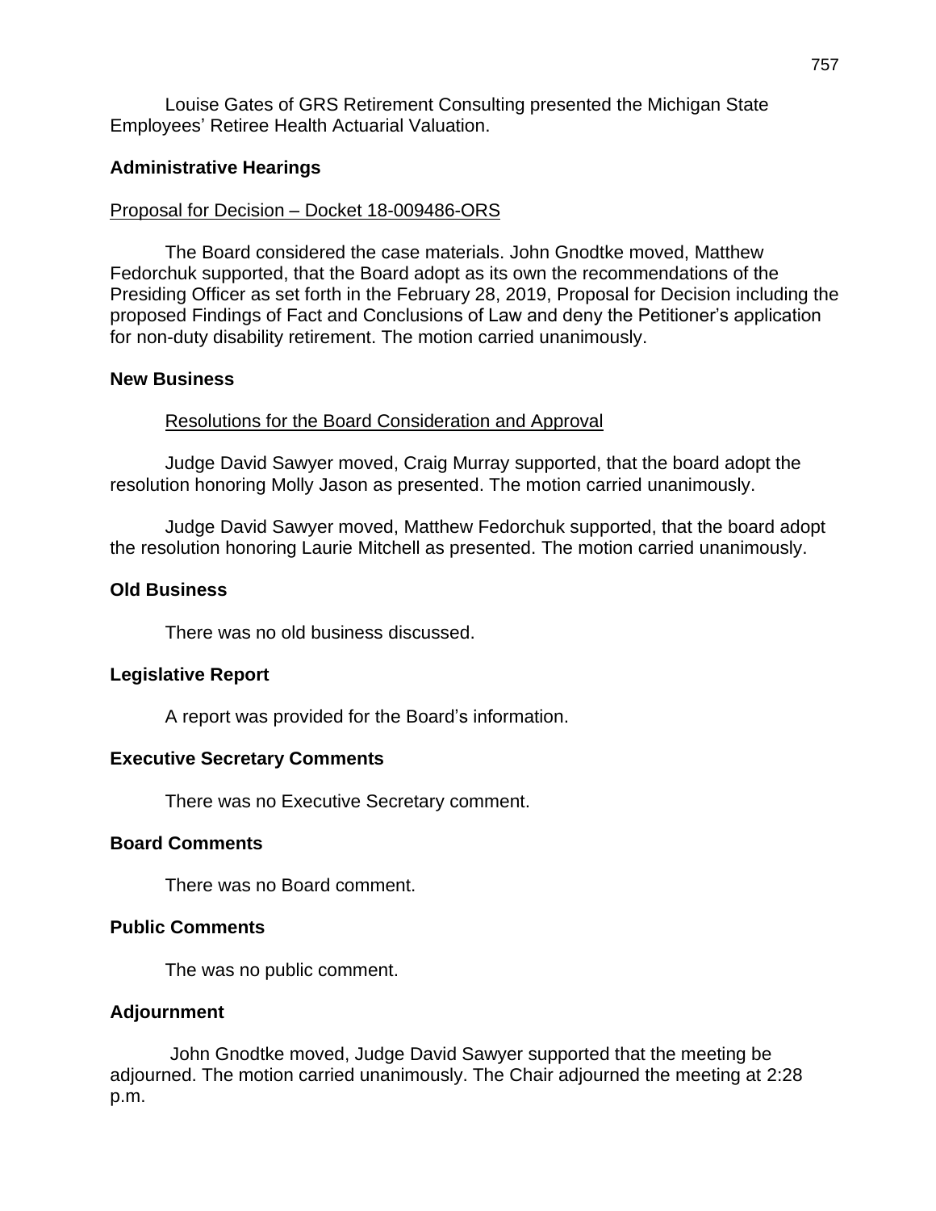Louise Gates of GRS Retirement Consulting presented the Michigan State Employees' Retiree Health Actuarial Valuation.

## Administrative Hearings

Proposal for Decision – Docket 18-009486-ORS

The Board considered the case materials. John Gnodtke moved, Matthew Fedorchuk supported, that the Board adopt as its own the recommendations of the Presiding Officer as set forth in the February 28, 2019, Proposal for Decision including the proposed Findings of Fact and Conclusions of Law and deny the Petitioner's application for non-duty disability retirement. The motion carried unanimously.

## New Business

Resolutions for the Board Consideration and Approval

Judge David Sawyer moved, Craig Murray supported, that the board adopt the resolution honoring Molly Jason as presented. The motion carried unanimously.

Judge David Sawyer moved, Matthew Fedorchuk supported, that the board adopt the resolution honoring Laurie Mitchell as presented. The motion carried unanimously.

## Old Business

There was no old business discussed.

## Legislative Report

A report was provided for the Board's information.

## Executive Secretary Comments

There was no Executive Secretary comment.

## Board Comments

There was no Board comment.

## Public Comments

The was no public comment.

## Adjournment

John Gnodtke moved, Judge David Sawyer supported that the meeting be adjourned. The motion carried unanimously. The Chair adjourned the meeting at 2:28 p.m.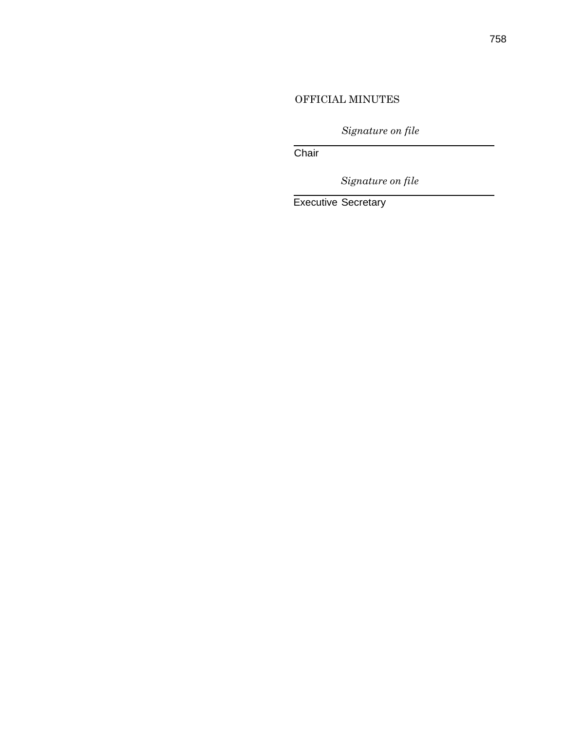OFFICIAL MINUTES

*Signature on file*

Chair

*Signature on file*

Executive Secretary